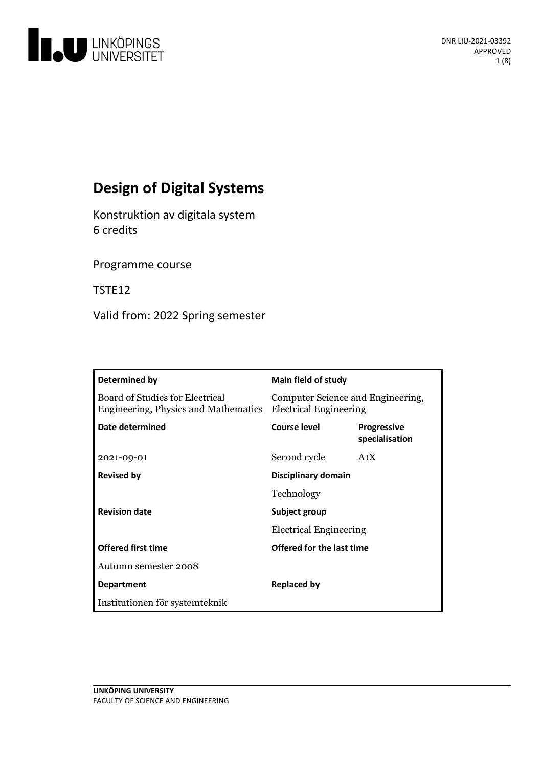DNR LIU-2021-03392
APPROVED

# Design of Digital Systems

Konstruktion av digitala system
6 credits

Programme course

TSTE12

Valid from: 2022 Spring semester

| **Determined by** | **Main field of study** | |
|---|---|---|
| Board of Studies for Electrical Engineering, Physics and Mathematics | Computer Science and Engineering, Electrical Engineering | |
| **Date determined** | **Course level** | **Progressive specialisation** |
| 2021-09-01 | Second cycle | A1X |
| **Revised by** | **Disciplinary domain** | |
| | Technology | |
| **Revision date** | **Subject group** | |
| | Electrical Engineering | |
| **Offered first time** | **Offered for the last time** | |
| Autumn semester 2008 | | |
| **Department** | **Replaced by** | |
| Institutionen för systemteknik | | |

**LINKÖPING UNIVERSITY**
FACULTY OF SCIENCE AND ENGINEERING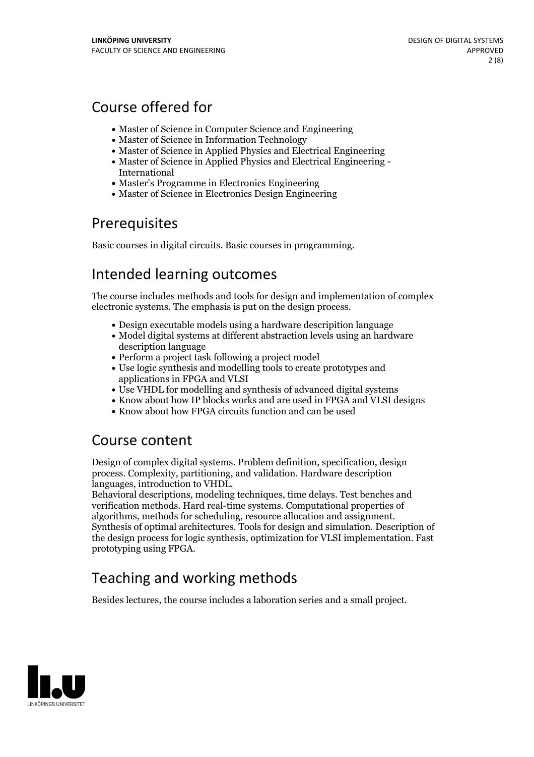## Course offered for

- Master of Science in Computer Science and Engineering
- Master of Science in Information Technology
- Master of Science in Applied Physics and Electrical Engineering
- Master of Science in Applied Physics and Electrical Engineering - International
- Master's Programme in Electronics Engineering
- Master of Science in Electronics Design Engineering

## Prerequisites

Basic courses in digital circuits. Basic courses in programming.

## Intended learning outcomes

The course includes methods and tools for design and implementation of complex electronic systems. The emphasis is put on the design process.

- Design executable models using a hardware descripition language
- Model digital systems at different abstraction levels using an hardware description language
- Perform a project task following a project model
- Use logic synthesis and modelling tools to create prototypes and applications in FPGA and VLSI
- Use VHDL for modelling and synthesis of advanced digital systems
- Know about how IP blocks works and are used in FPGA and VLSI designs
- Know about how FPGA circuits function and can be used

## Course content

Design of complex digital systems. Problem definition, specification, design process. Complexity, partitioning, and validation. Hardware description languages, introduction to VHDL.
Behavioral descriptions, modeling techniques, time delays. Test benches and verification methods. Hard real-time systems. Computational properties of algorithms, methods for scheduling, resource allocation and assignment. Synthesis of optimal architectures. Tools for design and simulation. Description of the design process for logic synthesis, optimization for VLSI implementation. Fast prototyping using FPGA.

## Teaching and working methods

Besides lectures, the course includes a laboration series and a small project.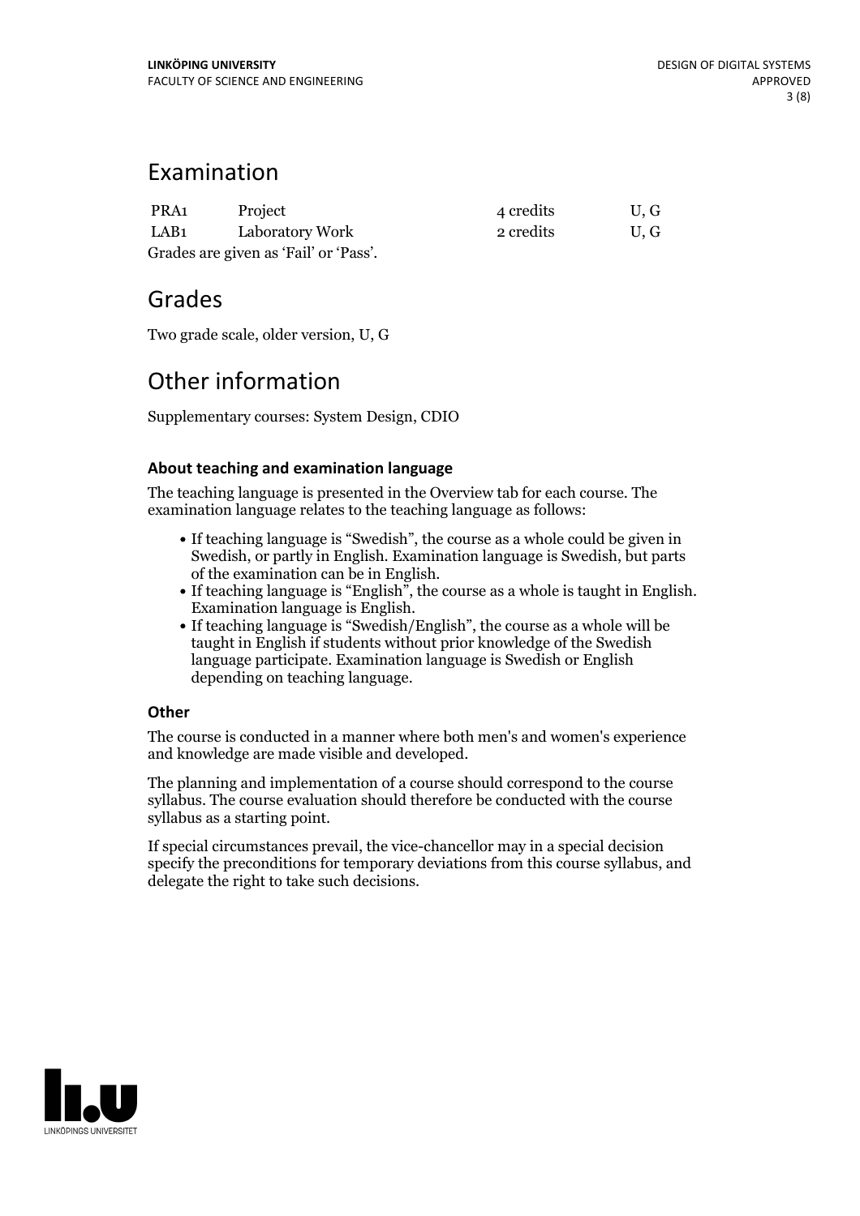## Examination

| | | | |
|---|---|---|---|
| PRA1 | Project | 4 credits | U, G |
| LAB1 | Laboratory Work | 2 credits | U, G |

Grades are given as 'Fail' or 'Pass'.

## Grades

Two grade scale, older version, U, G

## Other information

Supplementary courses: System Design, CDIO

### About teaching and examination language

The teaching language is presented in the Overview tab for each course. The examination language relates to the teaching language as follows:

- If teaching language is "Swedish", the course as a whole could be given in Swedish, or partly in English. Examination language is Swedish, but parts of the examination can be in English.
- If teaching language is "English", the course as a whole is taught in English. Examination language is English.
- If teaching language is "Swedish/English", the course as a whole will be taught in English if students without prior knowledge of the Swedish language participate. Examination language is Swedish or English depending on teaching language.

### Other

The course is conducted in a manner where both men's and women's experience and knowledge are made visible and developed.

The planning and implementation of a course should correspond to the course syllabus. The course evaluation should therefore be conducted with the course syllabus as a starting point.

If special circumstances prevail, the vice-chancellor may in a special decision specify the preconditions for temporary deviations from this course syllabus, and delegate the right to take such decisions.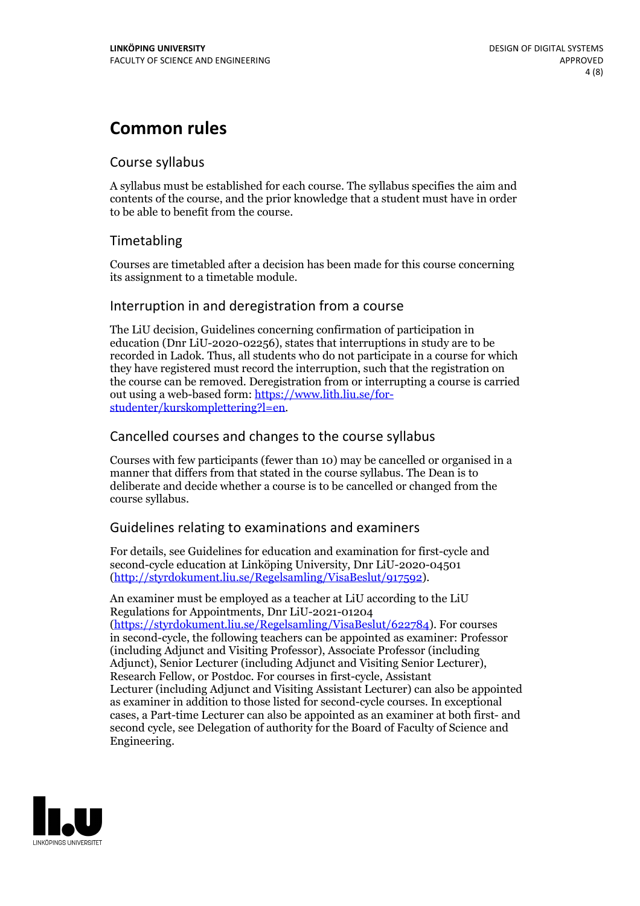# Common rules

## Course syllabus

A syllabus must be established for each course. The syllabus specifies the aim and contents of the course, and the prior knowledge that a student must have in order to be able to benefit from the course.

## Timetabling

Courses are timetabled after a decision has been made for this course concerning its assignment to a timetable module.

## Interruption in and deregistration from a course

The LiU decision, Guidelines concerning confirmation of participation in education (Dnr LiU-2020-02256), states that interruptions in study are to be recorded in Ladok. Thus, all students who do not participate in a course for which they have registered must record the interruption, such that the registration on the course can be removed. Deregistration from or interrupting a course is carried out using a web-based form: https://www.lith.liu.se/for-studenter/kurskomplettering?l=en.

## Cancelled courses and changes to the course syllabus

Courses with few participants (fewer than 10) may be cancelled or organised in a manner that differs from that stated in the course syllabus. The Dean is to deliberate and decide whether a course is to be cancelled or changed from the course syllabus.

## Guidelines relating to examinations and examiners

For details, see Guidelines for education and examination for first-cycle and second-cycle education at Linköping University, Dnr LiU-2020-04501 (http://styrdokument.liu.se/Regelsamling/VisaBeslut/917592).

An examiner must be employed as a teacher at LiU according to the LiU Regulations for Appointments, Dnr LiU-2021-01204 (https://styrdokument.liu.se/Regelsamling/VisaBeslut/622784). For courses in second-cycle, the following teachers can be appointed as examiner: Professor (including Adjunct and Visiting Professor), Associate Professor (including Adjunct), Senior Lecturer (including Adjunct and Visiting Senior Lecturer), Research Fellow, or Postdoc. For courses in first-cycle, Assistant Lecturer (including Adjunct and Visiting Assistant Lecturer) can also be appointed as examiner in addition to those listed for second-cycle courses. In exceptional cases, a Part-time Lecturer can also be appointed as an examiner at both first- and second cycle, see Delegation of authority for the Board of Faculty of Science and Engineering.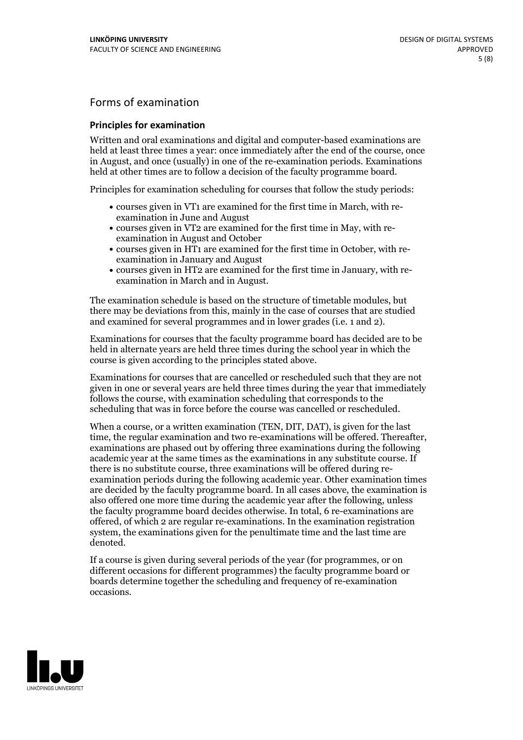## Forms of examination

### Principles for examination

Written and oral examinations and digital and computer-based examinations are held at least three times a year: once immediately after the end of the course, once in August, and once (usually) in one of the re-examination periods. Examinations held at other times are to follow a decision of the faculty programme board.

Principles for examination scheduling for courses that follow the study periods:

- courses given in VT1 are examined for the first time in March, with re-examination in June and August
- courses given in VT2 are examined for the first time in May, with re-examination in August and October
- courses given in HT1 are examined for the first time in October, with re-examination in January and August
- courses given in HT2 are examined for the first time in January, with re-examination in March and in August.

The examination schedule is based on the structure of timetable modules, but there may be deviations from this, mainly in the case of courses that are studied and examined for several programmes and in lower grades (i.e. 1 and 2).

Examinations for courses that the faculty programme board has decided are to be held in alternate years are held three times during the school year in which the course is given according to the principles stated above.

Examinations for courses that are cancelled or rescheduled such that they are not given in one or several years are held three times during the year that immediately follows the course, with examination scheduling that corresponds to the scheduling that was in force before the course was cancelled or rescheduled.

When a course, or a written examination (TEN, DIT, DAT), is given for the last time, the regular examination and two re-examinations will be offered. Thereafter, examinations are phased out by offering three examinations during the following academic year at the same times as the examinations in any substitute course. If there is no substitute course, three examinations will be offered during re-examination periods during the following academic year. Other examination times are decided by the faculty programme board. In all cases above, the examination is also offered one more time during the academic year after the following, unless the faculty programme board decides otherwise. In total, 6 re-examinations are offered, of which 2 are regular re-examinations. In the examination registration system, the examinations given for the penultimate time and the last time are denoted.

If a course is given during several periods of the year (for programmes, or on different occasions for different programmes) the faculty programme board or boards determine together the scheduling and frequency of re-examination occasions.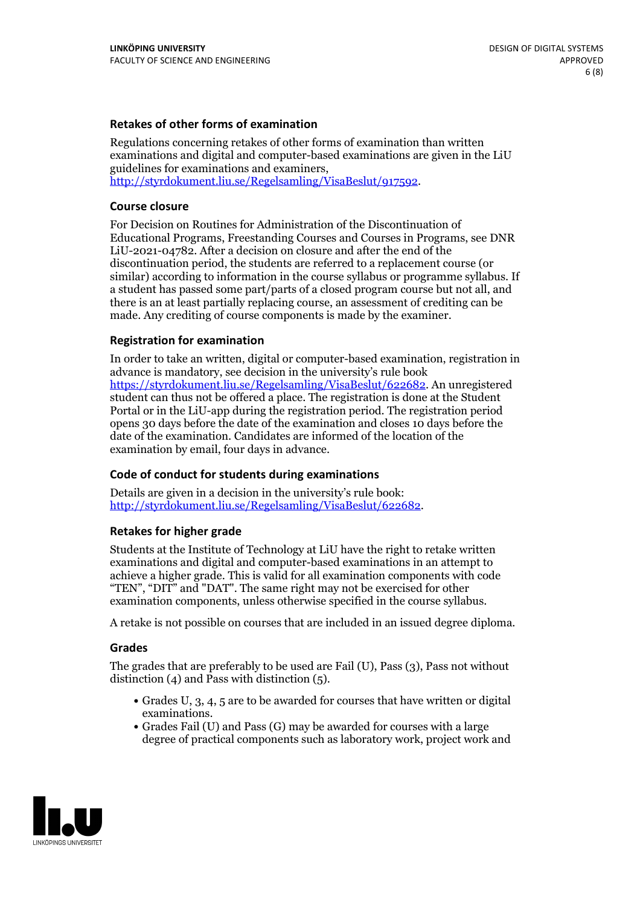### Retakes of other forms of examination

Regulations concerning retakes of other forms of examination than written examinations and digital and computer-based examinations are given in the LiU guidelines for examinations and examiners, http://styrdokument.liu.se/Regelsamling/VisaBeslut/917592.

### Course closure

For Decision on Routines for Administration of the Discontinuation of Educational Programs, Freestanding Courses and Courses in Programs, see DNR LiU-2021-04782. After a decision on closure and after the end of the discontinuation period, the students are referred to a replacement course (or similar) according to information in the course syllabus or programme syllabus. If a student has passed some part/parts of a closed program course but not all, and there is an at least partially replacing course, an assessment of crediting can be made. Any crediting of course components is made by the examiner.

### Registration for examination

In order to take an written, digital or computer-based examination, registration in advance is mandatory, see decision in the university's rule book https://styrdokument.liu.se/Regelsamling/VisaBeslut/622682. An unregistered student can thus not be offered a place. The registration is done at the Student Portal or in the LiU-app during the registration period. The registration period opens 30 days before the date of the examination and closes 10 days before the date of the examination. Candidates are informed of the location of the examination by email, four days in advance.

### Code of conduct for students during examinations

Details are given in a decision in the university's rule book: http://styrdokument.liu.se/Regelsamling/VisaBeslut/622682.

### Retakes for higher grade

Students at the Institute of Technology at LiU have the right to retake written examinations and digital and computer-based examinations in an attempt to achieve a higher grade. This is valid for all examination components with code "TEN", "DIT" and "DAT". The same right may not be exercised for other examination components, unless otherwise specified in the course syllabus.

A retake is not possible on courses that are included in an issued degree diploma.

### Grades

The grades that are preferably to be used are Fail (U), Pass (3), Pass not without distinction (4) and Pass with distinction (5).

- Grades U, 3, 4, 5 are to be awarded for courses that have written or digital examinations.
- Grades Fail (U) and Pass (G) may be awarded for courses with a large degree of practical components such as laboratory work, project work and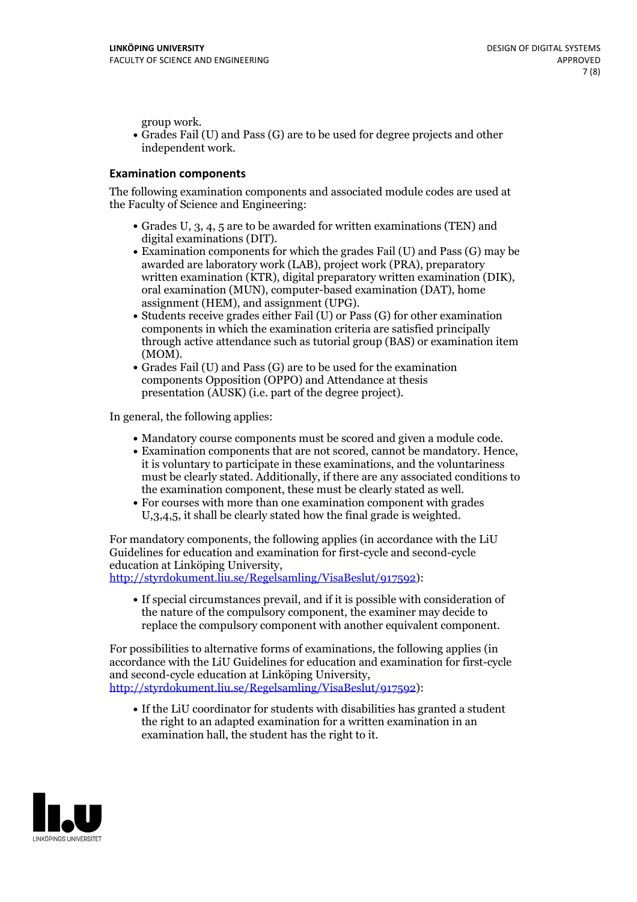group work.

- Grades Fail (U) and Pass (G) are to be used for degree projects and other independent work.

### Examination components

The following examination components and associated module codes are used at the Faculty of Science and Engineering:

- Grades U, 3, 4, 5 are to be awarded for written examinations (TEN) and digital examinations (DIT).
- Examination components for which the grades Fail (U) and Pass (G) may be awarded are laboratory work (LAB), project work (PRA), preparatory written examination (KTR), digital preparatory written examination (DIK), oral examination (MUN), computer-based examination (DAT), home assignment (HEM), and assignment (UPG).
- Students receive grades either Fail (U) or Pass (G) for other examination components in which the examination criteria are satisfied principally through active attendance such as tutorial group (BAS) or examination item (MOM).
- Grades Fail (U) and Pass (G) are to be used for the examination components Opposition (OPPO) and Attendance at thesis presentation (AUSK) (i.e. part of the degree project).

In general, the following applies:

- Mandatory course components must be scored and given a module code.
- Examination components that are not scored, cannot be mandatory. Hence, it is voluntary to participate in these examinations, and the voluntariness must be clearly stated. Additionally, if there are any associated conditions to the examination component, these must be clearly stated as well.
- For courses with more than one examination component with grades U,3,4,5, it shall be clearly stated how the final grade is weighted.

For mandatory components, the following applies (in accordance with the LiU Guidelines for education and examination for first-cycle and second-cycle education at Linköping University, http://styrdokument.liu.se/Regelsamling/VisaBeslut/917592):

- If special circumstances prevail, and if it is possible with consideration of the nature of the compulsory component, the examiner may decide to replace the compulsory component with another equivalent component.

For possibilities to alternative forms of examinations, the following applies (in accordance with the LiU Guidelines for education and examination for first-cycle and second-cycle education at Linköping University, http://styrdokument.liu.se/Regelsamling/VisaBeslut/917592):

- If the LiU coordinator for students with disabilities has granted a student the right to an adapted examination for a written examination in an examination hall, the student has the right to it.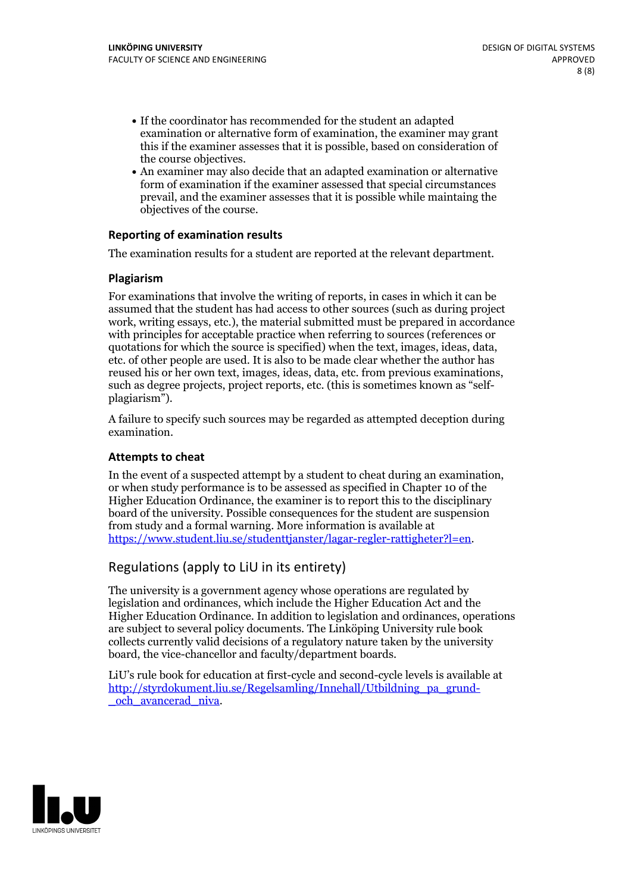- If the coordinator has recommended for the student an adapted examination or alternative form of examination, the examiner may grant this if the examiner assesses that it is possible, based on consideration of the course objectives.
- An examiner may also decide that an adapted examination or alternative form of examination if the examiner assessed that special circumstances prevail, and the examiner assesses that it is possible while maintaing the objectives of the course.

### Reporting of examination results

The examination results for a student are reported at the relevant department.

### Plagiarism

For examinations that involve the writing of reports, in cases in which it can be assumed that the student has had access to other sources (such as during project work, writing essays, etc.), the material submitted must be prepared in accordance with principles for acceptable practice when referring to sources (references or quotations for which the source is specified) when the text, images, ideas, data, etc. of other people are used. It is also to be made clear whether the author has reused his or her own text, images, ideas, data, etc. from previous examinations, such as degree projects, project reports, etc. (this is sometimes known as "self-plagiarism").

A failure to specify such sources may be regarded as attempted deception during examination.

### Attempts to cheat

In the event of a suspected attempt by a student to cheat during an examination, or when study performance is to be assessed as specified in Chapter 10 of the Higher Education Ordinance, the examiner is to report this to the disciplinary board of the university. Possible consequences for the student are suspension from study and a formal warning. More information is available at https://www.student.liu.se/studenttjanster/lagar-regler-rattigheter?l=en.

## Regulations (apply to LiU in its entirety)

The university is a government agency whose operations are regulated by legislation and ordinances, which include the Higher Education Act and the Higher Education Ordinance. In addition to legislation and ordinances, operations are subject to several policy documents. The Linköping University rule book collects currently valid decisions of a regulatory nature taken by the university board, the vice-chancellor and faculty/department boards.

LiU's rule book for education at first-cycle and second-cycle levels is available at http://styrdokument.liu.se/Regelsamling/Innehall/Utbildning_pa_grund-_och_avancerad_niva.